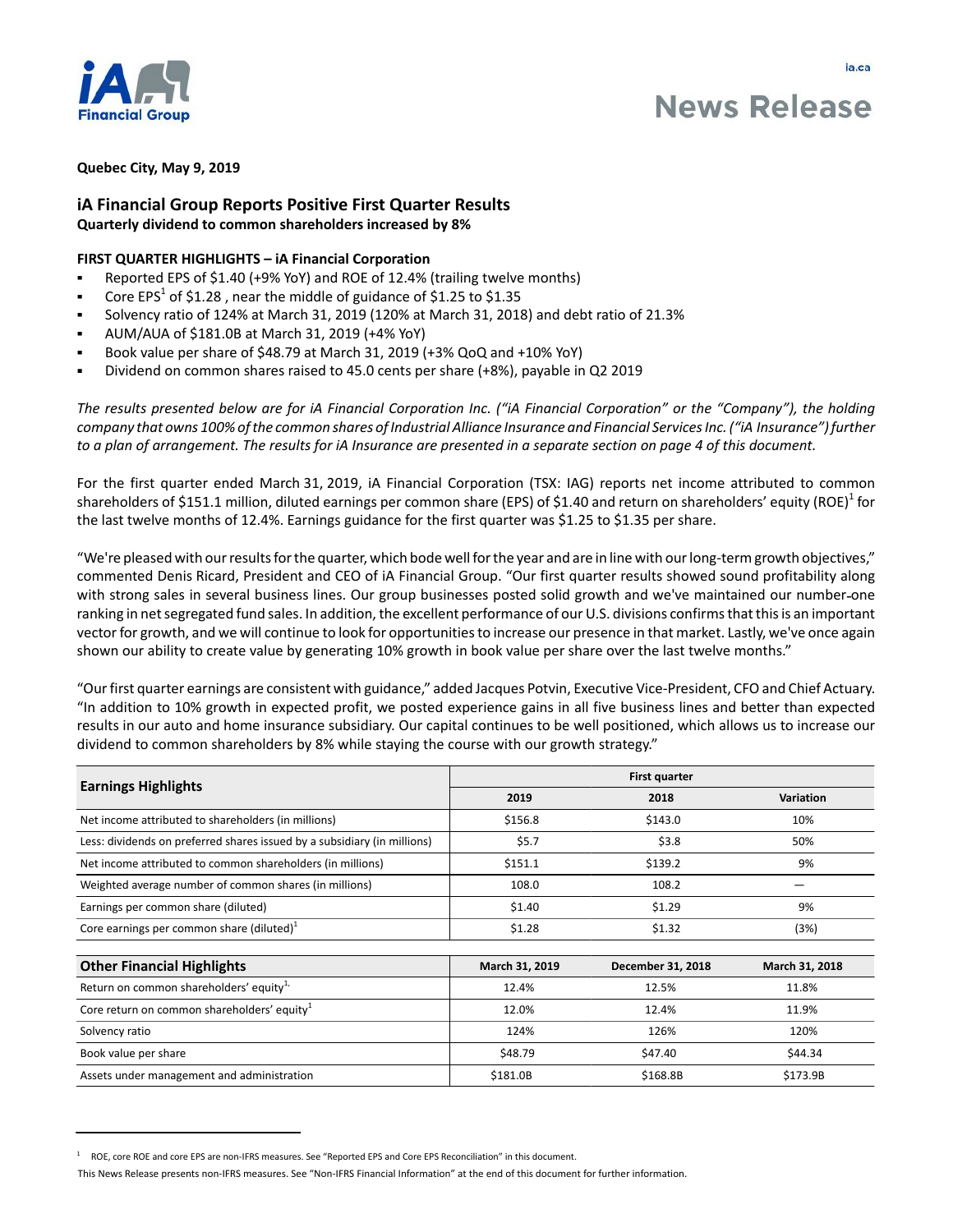ia.ca

# News Release

**Quebec City, May 9, 2019**

## iA Financial Group Reports Positive First Quarter Results

**Quarterly dividend to common shareholders increased by 8%**

### FIRST QUARTER HIGHLIGHTS – iA Financial Corporation

- Reported EPS of $1.40 (+9% YoY) and ROE of 12.4% (trailing twelve months)
- Core EPS[1] of $1.28 , near the middle of guidance of $1.25 to $1.35
- Solvency ratio of 124% at March 31, 2019 (120% at March 31, 2018) and debt ratio of 21.3%
- AUM/AUA of $181.0B at March 31, 2019 (+4% YoY)
- Book value per share of $48.79 at March 31, 2019 (+3% QoQ and +10% YoY)
- Dividend on common shares raised to 45.0 cents per share (+8%), payable in Q2 2019

*The results presented below are for iA Financial Corporation Inc. ("iA Financial Corporation" or the "Company"), the holding company that owns 100% of the common shares of Industrial Alliance Insurance and Financial Services Inc. ("iA Insurance") further to a plan of arrangement. The results for iA Insurance are presented in a separate section on page 4 of this document.*

For the first quarter ended March 31, 2019, iA Financial Corporation (TSX: IAG) reports net income attributed to common shareholders of $151.1 million, diluted earnings per common share (EPS) of $1.40 and return on shareholders' equity (ROE)[1] for the last twelve months of 12.4%. Earnings guidance for the first quarter was $1.25 to $1.35 per share.

"We're pleased with our results for the quarter, which bode well for the year and are in line with our long-term growth objectives," commented Denis Ricard, President and CEO of iA Financial Group. "Our first quarter results showed sound profitability along with strong sales in several business lines. Our group businesses posted solid growth and we've maintained our number-one ranking in net segregated fund sales. In addition, the excellent performance of our U.S. divisions confirms that this is an important vector for growth, and we will continue to look for opportunities to increase our presence in that market. Lastly, we've once again shown our ability to create value by generating 10% growth in book value per share over the last twelve months."

"Our first quarter earnings are consistent with guidance," added Jacques Potvin, Executive Vice-President, CFO and Chief Actuary. "In addition to 10% growth in expected profit, we posted experience gains in all five business lines and better than expected results in our auto and home insurance subsidiary. Our capital continues to be well positioned, which allows us to increase our dividend to common shareholders by 8% while staying the course with our growth strategy."

| Earnings Highlights | First quarter | | |
|---|---|---|---|
| | 2019 | 2018 | Variation |
| Net income attributed to shareholders (in millions) | $156.8 | $143.0 | 10% |
| Less: dividends on preferred shares issued by a subsidiary (in millions) | $5.7 | $3.8 | 50% |
| Net income attributed to common shareholders (in millions) | $151.1 | $139.2 | 9% |
| Weighted average number of common shares (in millions) | 108.0 | 108.2 | — |
| Earnings per common share (diluted) | $1.40 | $1.29 | 9% |
| Core earnings per common share (diluted)[1] | $1.28 | $1.32 | (3%) |

| Other Financial Highlights | March 31, 2019 | December 31, 2018 | March 31, 2018 |
|---|---|---|---|
| Return on common shareholders' equity[1] | 12.4% | 12.5% | 11.8% |
| Core return on common shareholders' equity[1] | 12.0% | 12.4% | 11.9% |
| Solvency ratio | 124% | 126% | 120% |
| Book value per share | $48.79 | $47.40 | $44.34 |
| Assets under management and administration | $181.0B | $168.8B | $173.9B |

[1] ROE, core ROE and core EPS are non-IFRS measures. See "Reported EPS and Core EPS Reconciliation" in this document.

This News Release presents non-IFRS measures. See "Non-IFRS Financial Information" at the end of this document for further information.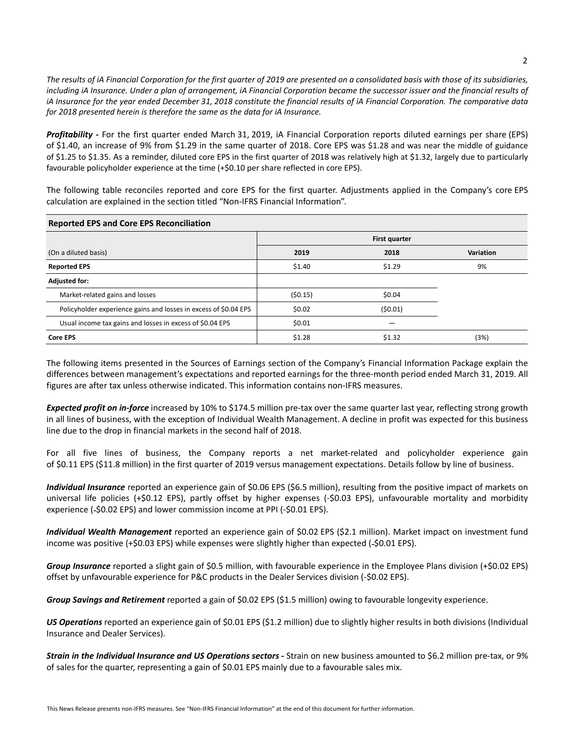*The results of iA Financial Corporation for the first quarter of 2019 are presented on a consolidated basis with those of its subsidiaries, including iA Insurance. Under a plan of arrangement, iA Financial Corporation became the successor issuer and the financial results of iA Insurance for the year ended December 31, 2018 constitute the financial results of iA Financial Corporation. The comparative data for 2018 presented herein is therefore the same as the data for iA Insurance.*

***Profitability -*** For the first quarter ended March 31, 2019, iA Financial Corporation reports diluted earnings per share (EPS) of $1.40, an increase of 9% from $1.29 in the same quarter of 2018. Core EPS was $1.28 and was near the middle of guidance of $1.25 to $1.35. As a reminder, diluted core EPS in the first quarter of 2018 was relatively high at $1.32, largely due to particularly favourable policyholder experience at the time (+$0.10 per share reflected in core EPS).

The following table reconciles reported and core EPS for the first quarter. Adjustments applied in the Company's core EPS calculation are explained in the section titled "Non-IFRS Financial Information".

**Reported EPS and Core EPS Reconciliation**

| | First quarter | | |
|---|---|---|---|
| (On a diluted basis) | **2019** | **2018** | **Variation** |
| **Reported EPS** | $1.40 | $1.29 | 9% |
| **Adjusted for:** | | | |
| Market-related gains and losses | ($0.15) | $0.04 | |
| Policyholder experience gains and losses in excess of $0.04 EPS | $0.02 | ($0.01) | |
| Usual income tax gains and losses in excess of $0.04 EPS | $0.01 | — | |
| **Core EPS** | $1.28 | $1.32 | (3%) |

The following items presented in the Sources of Earnings section of the Company's Financial Information Package explain the differences between management's expectations and reported earnings for the three-month period ended March 31, 2019. All figures are after tax unless otherwise indicated. This information contains non-IFRS measures.

***Expected profit on in-force*** increased by 10% to $174.5 million pre-tax over the same quarter last year, reflecting strong growth in all lines of business, with the exception of Individual Wealth Management. A decline in profit was expected for this business line due to the drop in financial markets in the second half of 2018.

For all five lines of business, the Company reports a net market-related and policyholder experience gain of $0.11 EPS ($11.8 million) in the first quarter of 2019 versus management expectations. Details follow by line of business.

***Individual Insurance*** reported an experience gain of $0.06 EPS ($6.5 million), resulting from the positive impact of markets on universal life policies (+$0.12 EPS), partly offset by higher expenses (-$0.03 EPS), unfavourable mortality and morbidity experience (-$0.02 EPS) and lower commission income at PPI (-$0.01 EPS).

***Individual Wealth Management*** reported an experience gain of $0.02 EPS ($2.1 million). Market impact on investment fund income was positive (+$0.03 EPS) while expenses were slightly higher than expected (-$0.01 EPS).

***Group Insurance*** reported a slight gain of $0.5 million, with favourable experience in the Employee Plans division (+$0.02 EPS) offset by unfavourable experience for P&C products in the Dealer Services division (-$0.02 EPS).

***Group Savings and Retirement*** reported a gain of $0.02 EPS ($1.5 million) owing to favourable longevity experience.

***US Operations*** reported an experience gain of $0.01 EPS ($1.2 million) due to slightly higher results in both divisions (Individual Insurance and Dealer Services).

***Strain in the Individual Insurance and US Operations sectors -*** Strain on new business amounted to $6.2 million pre-tax, or 9% of sales for the quarter, representing a gain of $0.01 EPS mainly due to a favourable sales mix.

This News Release presents non-IFRS measures. See "Non-IFRS Financial Information" at the end of this document for further information.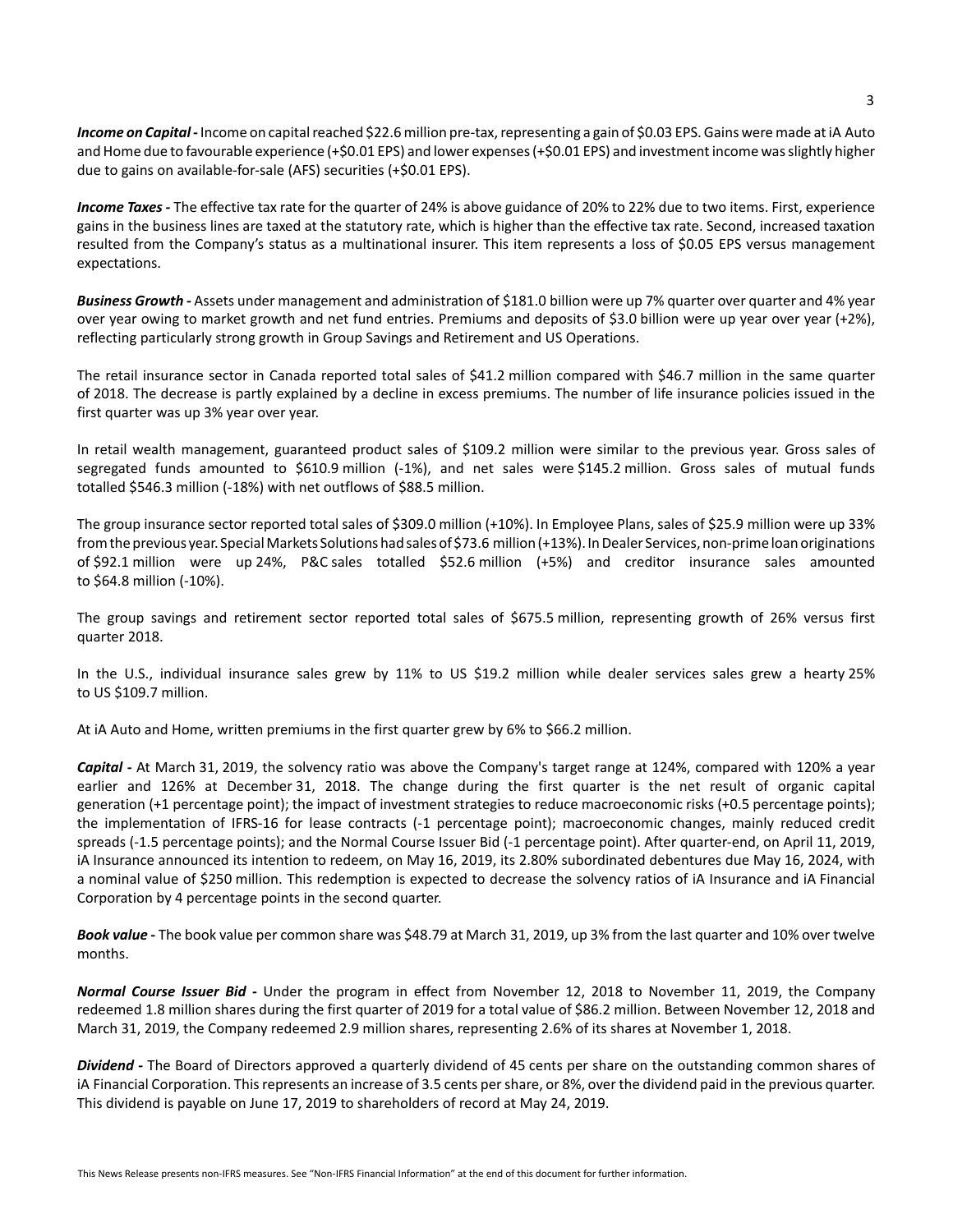***Income on Capital -*** Income on capital reached $22.6 million pre-tax, representing a gain of $0.03 EPS. Gains were made at iA Auto and Home due to favourable experience (+$0.01 EPS) and lower expenses (+$0.01 EPS) and investment income was slightly higher due to gains on available-for-sale (AFS) securities (+$0.01 EPS).

***Income Taxes -*** The effective tax rate for the quarter of 24% is above guidance of 20% to 22% due to two items. First, experience gains in the business lines are taxed at the statutory rate, which is higher than the effective tax rate. Second, increased taxation resulted from the Company's status as a multinational insurer. This item represents a loss of $0.05 EPS versus management expectations.

***Business Growth -*** Assets under management and administration of $181.0 billion were up 7% quarter over quarter and 4% year over year owing to market growth and net fund entries. Premiums and deposits of $3.0 billion were up year over year (+2%), reflecting particularly strong growth in Group Savings and Retirement and US Operations.

The retail insurance sector in Canada reported total sales of $41.2 million compared with $46.7 million in the same quarter of 2018. The decrease is partly explained by a decline in excess premiums. The number of life insurance policies issued in the first quarter was up 3% year over year.

In retail wealth management, guaranteed product sales of $109.2 million were similar to the previous year. Gross sales of segregated funds amounted to $610.9 million (-1%), and net sales were $145.2 million. Gross sales of mutual funds totalled $546.3 million (-18%) with net outflows of $88.5 million.

The group insurance sector reported total sales of $309.0 million (+10%). In Employee Plans, sales of $25.9 million were up 33% from the previous year. Special Markets Solutions had sales of $73.6 million (+13%). In Dealer Services, non-prime loan originations of $92.1 million were up 24%, P&C sales totalled $52.6 million (+5%) and creditor insurance sales amounted to $64.8 million (-10%).

The group savings and retirement sector reported total sales of $675.5 million, representing growth of 26% versus first quarter 2018.

In the U.S., individual insurance sales grew by 11% to US $19.2 million while dealer services sales grew a hearty 25% to US $109.7 million.

At iA Auto and Home, written premiums in the first quarter grew by 6% to $66.2 million.

***Capital -*** At March 31, 2019, the solvency ratio was above the Company's target range at 124%, compared with 120% a year earlier and 126% at December 31, 2018. The change during the first quarter is the net result of organic capital generation (+1 percentage point); the impact of investment strategies to reduce macroeconomic risks (+0.5 percentage points); the implementation of IFRS-16 for lease contracts (-1 percentage point); macroeconomic changes, mainly reduced credit spreads (-1.5 percentage points); and the Normal Course Issuer Bid (-1 percentage point). After quarter-end, on April 11, 2019, iA Insurance announced its intention to redeem, on May 16, 2019, its 2.80% subordinated debentures due May 16, 2024, with a nominal value of $250 million. This redemption is expected to decrease the solvency ratios of iA Insurance and iA Financial Corporation by 4 percentage points in the second quarter.

***Book value -*** The book value per common share was $48.79 at March 31, 2019, up 3% from the last quarter and 10% over twelve months.

***Normal Course Issuer Bid -*** Under the program in effect from November 12, 2018 to November 11, 2019, the Company redeemed 1.8 million shares during the first quarter of 2019 for a total value of $86.2 million. Between November 12, 2018 and March 31, 2019, the Company redeemed 2.9 million shares, representing 2.6% of its shares at November 1, 2018.

***Dividend -*** The Board of Directors approved a quarterly dividend of 45 cents per share on the outstanding common shares of iA Financial Corporation. This represents an increase of 3.5 cents per share, or 8%, over the dividend paid in the previous quarter. This dividend is payable on June 17, 2019 to shareholders of record at May 24, 2019.

This News Release presents non-IFRS measures. See "Non-IFRS Financial Information" at the end of this document for further information.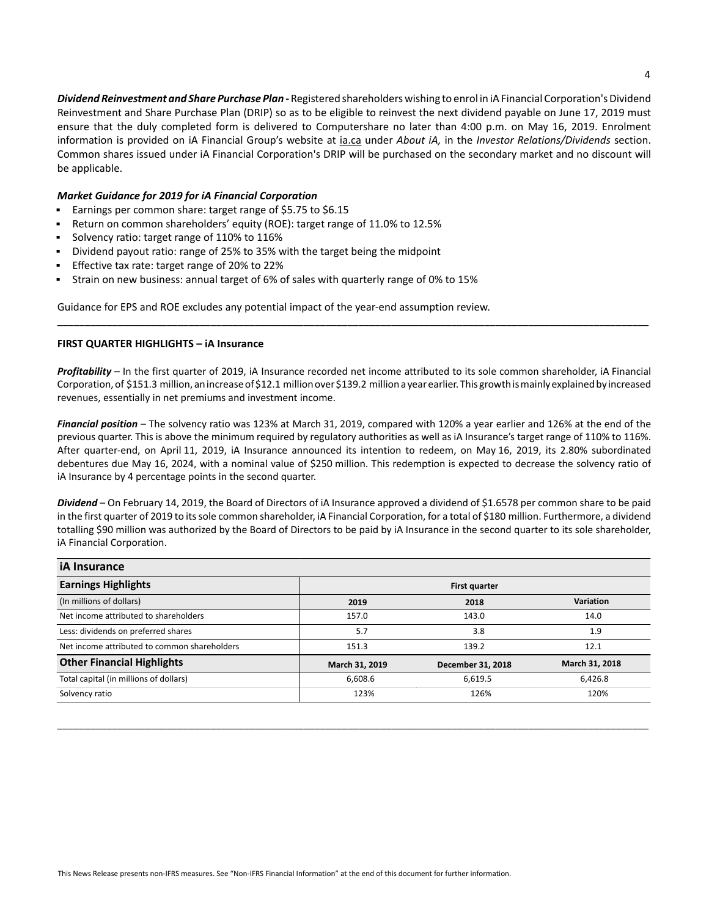***Dividend Reinvestment and Share Purchase Plan -*** Registered shareholders wishing to enrol in iA Financial Corporation's Dividend Reinvestment and Share Purchase Plan (DRIP) so as to be eligible to reinvest the next dividend payable on June 17, 2019 must ensure that the duly completed form is delivered to Computershare no later than 4:00 p.m. on May 16, 2019. Enrolment information is provided on iA Financial Group's website at ia.ca under *About iA,* in the *Investor Relations/Dividends* section. Common shares issued under iA Financial Corporation's DRIP will be purchased on the secondary market and no discount will be applicable.

***Market Guidance for 2019 for iA Financial Corporation***

- Earnings per common share: target range of $5.75 to $6.15
- Return on common shareholders' equity (ROE): target range of 11.0% to 12.5%
- Solvency ratio: target range of 110% to 116%
- Dividend payout ratio: range of 25% to 35% with the target being the midpoint
- Effective tax rate: target range of 20% to 22%
- Strain on new business: annual target of 6% of sales with quarterly range of 0% to 15%

Guidance for EPS and ROE excludes any potential impact of the year-end assumption review.

---

**FIRST QUARTER HIGHLIGHTS – iA Insurance**

***Profitability*** – In the first quarter of 2019, iA Insurance recorded net income attributed to its sole common shareholder, iA Financial Corporation, of $151.3 million, an increase of $12.1 million over $139.2 million a year earlier. This growth is mainly explained by increased revenues, essentially in net premiums and investment income.

***Financial position*** – The solvency ratio was 123% at March 31, 2019, compared with 120% a year earlier and 126% at the end of the previous quarter. This is above the minimum required by regulatory authorities as well as iA Insurance's target range of 110% to 116%. After quarter-end, on April 11, 2019, iA Insurance announced its intention to redeem, on May 16, 2019, its 2.80% subordinated debentures due May 16, 2024, with a nominal value of $250 million. This redemption is expected to decrease the solvency ratio of iA Insurance by 4 percentage points in the second quarter.

***Dividend*** – On February 14, 2019, the Board of Directors of iA Insurance approved a dividend of $1.6578 per common share to be paid in the first quarter of 2019 to its sole common shareholder, iA Financial Corporation, for a total of $180 million. Furthermore, a dividend totalling $90 million was authorized by the Board of Directors to be paid by iA Insurance in the second quarter to its sole shareholder, iA Financial Corporation.

| **iA Insurance** | | | |
|---|---|---|---|
| **Earnings Highlights** | **First quarter** | | |
| (In millions of dollars) | **2019** | **2018** | **Variation** |
| Net income attributed to shareholders | 157.0 | 143.0 | 14.0 |
| Less: dividends on preferred shares | 5.7 | 3.8 | 1.9 |
| Net income attributed to common shareholders | 151.3 | 139.2 | 12.1 |
| **Other Financial Highlights** | **March 31, 2019** | **December 31, 2018** | **March 31, 2018** |
| Total capital (in millions of dollars) | 6,608.6 | 6,619.5 | 6,426.8 |
| Solvency ratio | 123% | 126% | 120% |

---

This News Release presents non-IFRS measures. See "Non-IFRS Financial Information" at the end of this document for further information.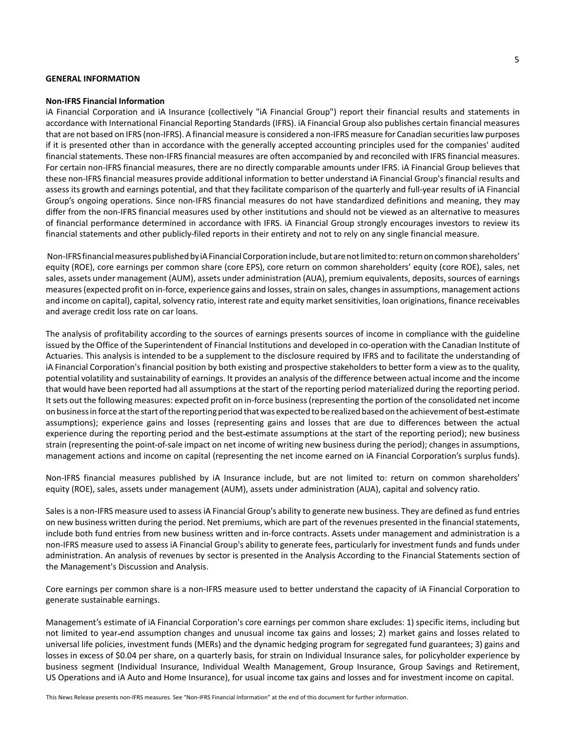## GENERAL INFORMATION

### Non-IFRS Financial Information

iA Financial Corporation and iA Insurance (collectively "iA Financial Group") report their financial results and statements in accordance with International Financial Reporting Standards (IFRS). iA Financial Group also publishes certain financial measures that are not based on IFRS (non-IFRS). A financial measure is considered a non-IFRS measure for Canadian securities law purposes if it is presented other than in accordance with the generally accepted accounting principles used for the companies' audited financial statements. These non-IFRS financial measures are often accompanied by and reconciled with IFRS financial measures. For certain non-IFRS financial measures, there are no directly comparable amounts under IFRS. iA Financial Group believes that these non-IFRS financial measures provide additional information to better understand iA Financial Group's financial results and assess its growth and earnings potential, and that they facilitate comparison of the quarterly and full-year results of iA Financial Group's ongoing operations. Since non-IFRS financial measures do not have standardized definitions and meaning, they may differ from the non-IFRS financial measures used by other institutions and should not be viewed as an alternative to measures of financial performance determined in accordance with IFRS. iA Financial Group strongly encourages investors to review its financial statements and other publicly-filed reports in their entirety and not to rely on any single financial measure.

Non-IFRS financial measures published by iA Financial Corporation include, but are not limited to: return on common shareholders' equity (ROE), core earnings per common share (core EPS), core return on common shareholders' equity (core ROE), sales, net sales, assets under management (AUM), assets under administration (AUA), premium equivalents, deposits, sources of earnings measures (expected profit on in-force, experience gains and losses, strain on sales, changes in assumptions, management actions and income on capital), capital, solvency ratio, interest rate and equity market sensitivities, loan originations, finance receivables and average credit loss rate on car loans.

The analysis of profitability according to the sources of earnings presents sources of income in compliance with the guideline issued by the Office of the Superintendent of Financial Institutions and developed in co-operation with the Canadian Institute of Actuaries. This analysis is intended to be a supplement to the disclosure required by IFRS and to facilitate the understanding of iA Financial Corporation's financial position by both existing and prospective stakeholders to better form a view as to the quality, potential volatility and sustainability of earnings. It provides an analysis of the difference between actual income and the income that would have been reported had all assumptions at the start of the reporting period materialized during the reporting period. It sets out the following measures: expected profit on in-force business (representing the portion of the consolidated net income on business in force at the start of the reporting period that was expected to be realized based on the achievement of best-estimate assumptions); experience gains and losses (representing gains and losses that are due to differences between the actual experience during the reporting period and the best-estimate assumptions at the start of the reporting period); new business strain (representing the point-of-sale impact on net income of writing new business during the period); changes in assumptions, management actions and income on capital (representing the net income earned on iA Financial Corporation's surplus funds).

Non-IFRS financial measures published by iA Insurance include, but are not limited to: return on common shareholders' equity (ROE), sales, assets under management (AUM), assets under administration (AUA), capital and solvency ratio.

Sales is a non-IFRS measure used to assess iA Financial Group's ability to generate new business. They are defined as fund entries on new business written during the period. Net premiums, which are part of the revenues presented in the financial statements, include both fund entries from new business written and in-force contracts. Assets under management and administration is a non-IFRS measure used to assess iA Financial Group's ability to generate fees, particularly for investment funds and funds under administration. An analysis of revenues by sector is presented in the Analysis According to the Financial Statements section of the Management's Discussion and Analysis.

Core earnings per common share is a non-IFRS measure used to better understand the capacity of iA Financial Corporation to generate sustainable earnings.

Management's estimate of iA Financial Corporation's core earnings per common share excludes: 1) specific items, including but not limited to year-end assumption changes and unusual income tax gains and losses; 2) market gains and losses related to universal life policies, investment funds (MERs) and the dynamic hedging program for segregated fund guarantees; 3) gains and losses in excess of $0.04 per share, on a quarterly basis, for strain on Individual Insurance sales, for policyholder experience by business segment (Individual Insurance, Individual Wealth Management, Group Insurance, Group Savings and Retirement, US Operations and iA Auto and Home Insurance), for usual income tax gains and losses and for investment income on capital.

This News Release presents non-IFRS measures. See "Non-IFRS Financial Information" at the end of this document for further information.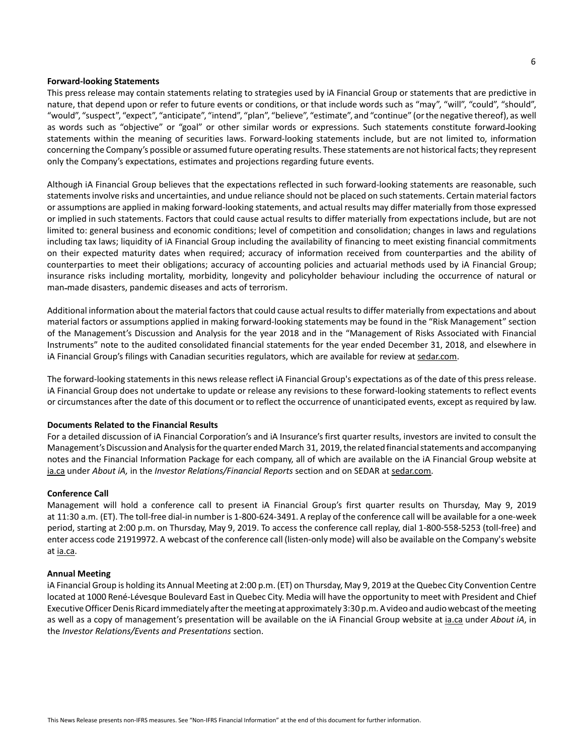**Forward-looking Statements**

This press release may contain statements relating to strategies used by iA Financial Group or statements that are predictive in nature, that depend upon or refer to future events or conditions, or that include words such as "may", "will", "could", "should", "would", "suspect", "expect", "anticipate", "intend", "plan", "believe", "estimate", and "continue" (or the negative thereof), as well as words such as "objective" or "goal" or other similar words or expressions. Such statements constitute forward-looking statements within the meaning of securities laws. Forward-looking statements include, but are not limited to, information concerning the Company's possible or assumed future operating results. These statements are not historical facts; they represent only the Company's expectations, estimates and projections regarding future events.

Although iA Financial Group believes that the expectations reflected in such forward-looking statements are reasonable, such statements involve risks and uncertainties, and undue reliance should not be placed on such statements. Certain material factors or assumptions are applied in making forward-looking statements, and actual results may differ materially from those expressed or implied in such statements. Factors that could cause actual results to differ materially from expectations include, but are not limited to: general business and economic conditions; level of competition and consolidation; changes in laws and regulations including tax laws; liquidity of iA Financial Group including the availability of financing to meet existing financial commitments on their expected maturity dates when required; accuracy of information received from counterparties and the ability of counterparties to meet their obligations; accuracy of accounting policies and actuarial methods used by iA Financial Group; insurance risks including mortality, morbidity, longevity and policyholder behaviour including the occurrence of natural or man-made disasters, pandemic diseases and acts of terrorism.

Additional information about the material factors that could cause actual results to differ materially from expectations and about material factors or assumptions applied in making forward-looking statements may be found in the "Risk Management" section of the Management's Discussion and Analysis for the year 2018 and in the "Management of Risks Associated with Financial Instruments" note to the audited consolidated financial statements for the year ended December 31, 2018, and elsewhere in iA Financial Group's filings with Canadian securities regulators, which are available for review at sedar.com.

The forward-looking statements in this news release reflect iA Financial Group's expectations as of the date of this press release. iA Financial Group does not undertake to update or release any revisions to these forward-looking statements to reflect events or circumstances after the date of this document or to reflect the occurrence of unanticipated events, except as required by law.

**Documents Related to the Financial Results**

For a detailed discussion of iA Financial Corporation's and iA Insurance's first quarter results, investors are invited to consult the Management's Discussion and Analysis for the quarter ended March 31, 2019, the related financial statements and accompanying notes and the Financial Information Package for each company, all of which are available on the iA Financial Group website at ia.ca under *About iA,* in the *Investor Relations/Financial Reports* section and on SEDAR at sedar.com.

**Conference Call**

Management will hold a conference call to present iA Financial Group's first quarter results on Thursday, May 9, 2019 at 11:30 a.m. (ET). The toll-free dial-in number is 1-800-624-3491. A replay of the conference call will be available for a one-week period, starting at 2:00 p.m. on Thursday, May 9, 2019. To access the conference call replay, dial 1-800-558-5253 (toll-free) and enter access code 21919972. A webcast of the conference call (listen-only mode) will also be available on the Company's website at ia.ca.

**Annual Meeting**

iA Financial Group is holding its Annual Meeting at 2:00 p.m. (ET) on Thursday, May 9, 2019 at the Quebec City Convention Centre located at 1000 René-Lévesque Boulevard East in Quebec City. Media will have the opportunity to meet with President and Chief Executive Officer Denis Ricard immediately after the meeting at approximately 3:30 p.m. A video and audio webcast of the meeting as well as a copy of management's presentation will be available on the iA Financial Group website at ia.ca under *About iA*, in the *Investor Relations/Events and Presentations* section.

This News Release presents non-IFRS measures. See "Non-IFRS Financial Information" at the end of this document for further information.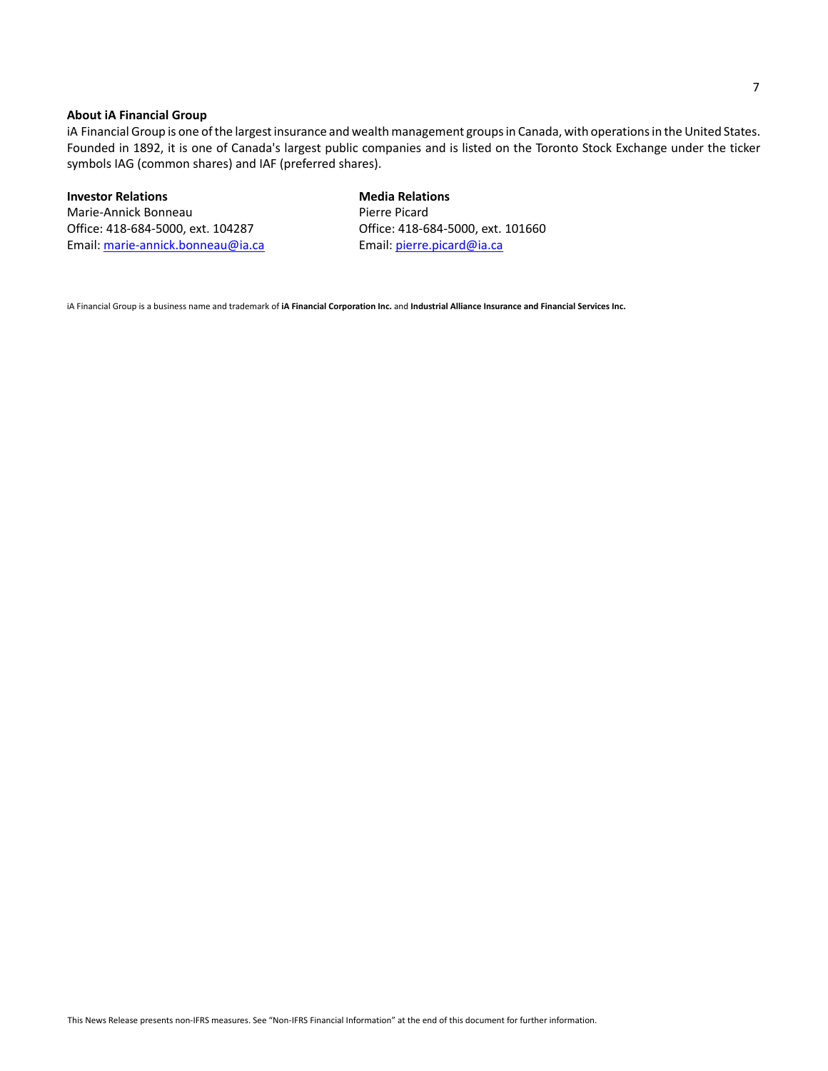**About iA Financial Group**

iA Financial Group is one of the largest insurance and wealth management groups in Canada, with operations in the United States. Founded in 1892, it is one of Canada's largest public companies and is listed on the Toronto Stock Exchange under the ticker symbols IAG (common shares) and IAF (preferred shares).

**Investor Relations**
Marie-Annick Bonneau
Office: 418-684-5000, ext. 104287
Email: marie-annick.bonneau@ia.ca

**Media Relations**
Pierre Picard
Office: 418-684-5000, ext. 101660
Email: pierre.picard@ia.ca

iA Financial Group is a business name and trademark of **iA Financial Corporation Inc.** and **Industrial Alliance Insurance and Financial Services Inc.**

This News Release presents non-IFRS measures. See "Non-IFRS Financial Information" at the end of this document for further information.